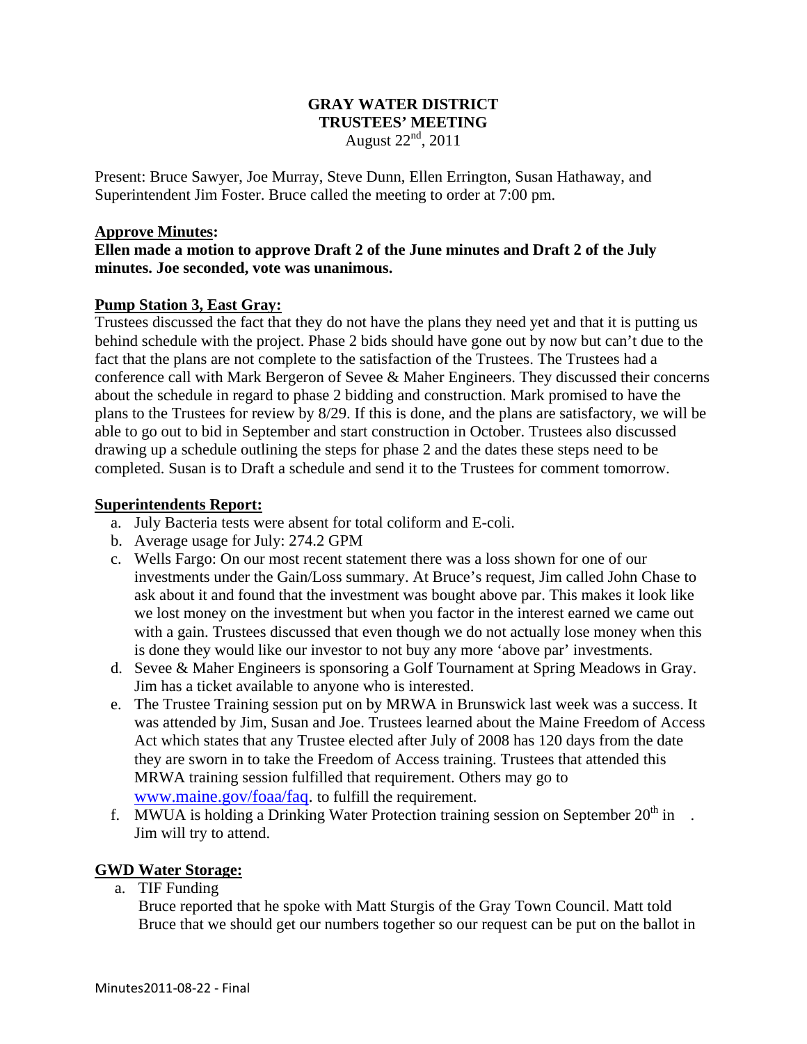**GRAY WATER DISTRICT**
**TRUSTEES' MEETING**
August 22nd, 2011

Present: Bruce Sawyer, Joe Murray, Steve Dunn, Ellen Errington, Susan Hathaway, and Superintendent Jim Foster. Bruce called the meeting to order at 7:00 pm.

**Approve Minutes:**

**Ellen made a motion to approve Draft 2 of the June minutes and Draft 2 of the July minutes. Joe seconded, vote was unanimous.**

**Pump Station 3, East Gray:**

Trustees discussed the fact that they do not have the plans they need yet and that it is putting us behind schedule with the project. Phase 2 bids should have gone out by now but can't due to the fact that the plans are not complete to the satisfaction of the Trustees. The Trustees had a conference call with Mark Bergeron of Sevee & Maher Engineers. They discussed their concerns about the schedule in regard to phase 2 bidding and construction. Mark promised to have the plans to the Trustees for review by 8/29. If this is done, and the plans are satisfactory, we will be able to go out to bid in September and start construction in October. Trustees also discussed drawing up a schedule outlining the steps for phase 2 and the dates these steps need to be completed. Susan is to Draft a schedule and send it to the Trustees for comment tomorrow.

**Superintendents Report:**

a. July Bacteria tests were absent for total coliform and E-coli.
b. Average usage for July: 274.2 GPM
c. Wells Fargo: On our most recent statement there was a loss shown for one of our investments under the Gain/Loss summary. At Bruce's request, Jim called John Chase to ask about it and found that the investment was bought above par. This makes it look like we lost money on the investment but when you factor in the interest earned we came out with a gain. Trustees discussed that even though we do not actually lose money when this is done they would like our investor to not buy any more 'above par' investments.
d. Sevee & Maher Engineers is sponsoring a Golf Tournament at Spring Meadows in Gray. Jim has a ticket available to anyone who is interested.
e. The Trustee Training session put on by MRWA in Brunswick last week was a success. It was attended by Jim, Susan and Joe. Trustees learned about the Maine Freedom of Access Act which states that any Trustee elected after July of 2008 has 120 days from the date they are sworn in to take the Freedom of Access training. Trustees that attended this MRWA training session fulfilled that requirement. Others may go to www.maine.gov/foaa/faq. to fulfill the requirement.
f. MWUA is holding a Drinking Water Protection training session on September 20th in . Jim will try to attend.

**GWD Water Storage:**

a. TIF Funding

Bruce reported that he spoke with Matt Sturgis of the Gray Town Council. Matt told Bruce that we should get our numbers together so our request can be put on the ballot in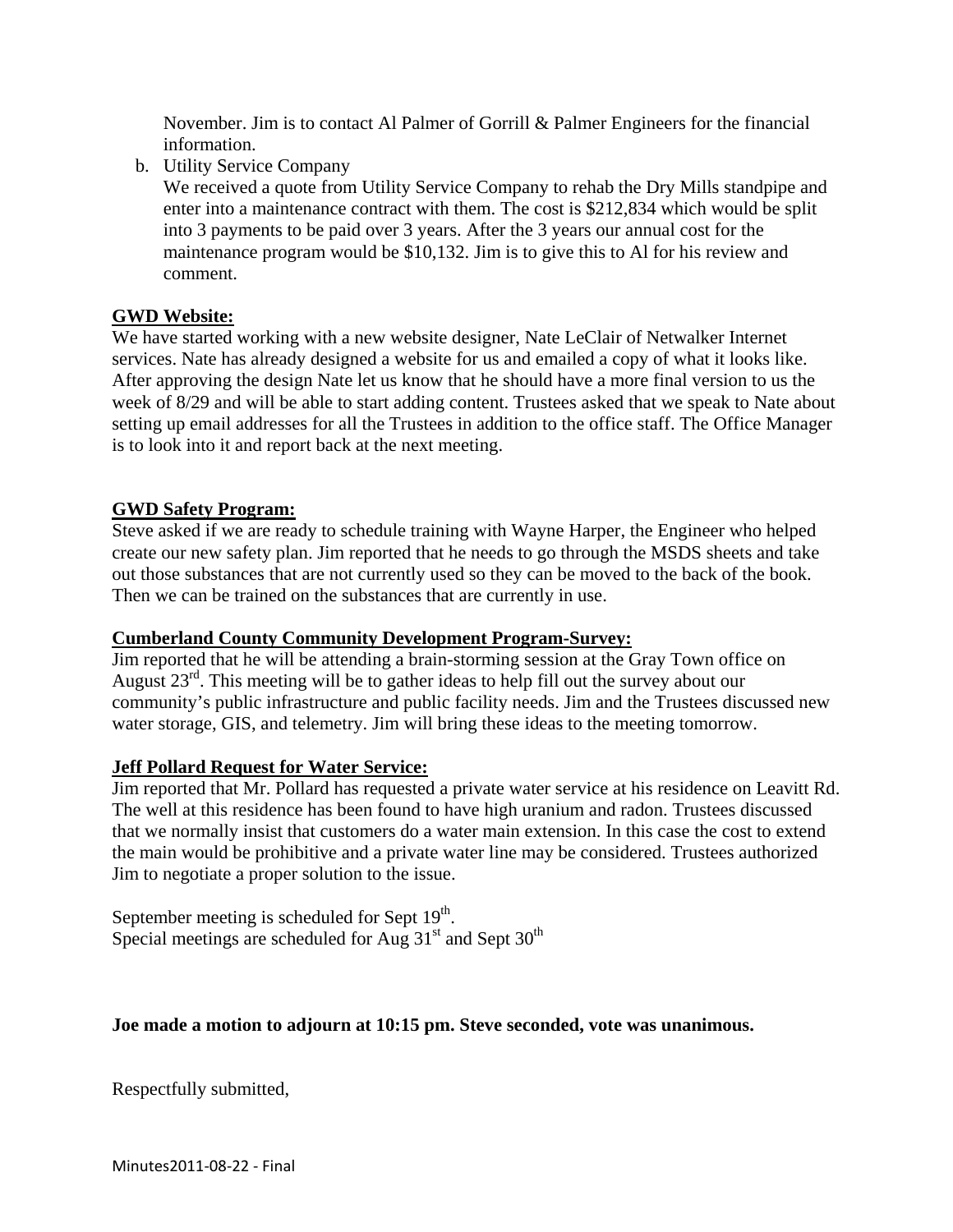November. Jim is to contact Al Palmer of Gorrill & Palmer Engineers for the financial information.

b. Utility Service Company
   We received a quote from Utility Service Company to rehab the Dry Mills standpipe and enter into a maintenance contract with them. The cost is $212,834 which would be split into 3 payments to be paid over 3 years. After the 3 years our annual cost for the maintenance program would be $10,132. Jim is to give this to Al for his review and comment.

**GWD Website:**

We have started working with a new website designer, Nate LeClair of Netwalker Internet services. Nate has already designed a website for us and emailed a copy of what it looks like. After approving the design Nate let us know that he should have a more final version to us the week of 8/29 and will be able to start adding content. Trustees asked that we speak to Nate about setting up email addresses for all the Trustees in addition to the office staff. The Office Manager is to look into it and report back at the next meeting.

**GWD Safety Program:**

Steve asked if we are ready to schedule training with Wayne Harper, the Engineer who helped create our new safety plan. Jim reported that he needs to go through the MSDS sheets and take out those substances that are not currently used so they can be moved to the back of the book. Then we can be trained on the substances that are currently in use.

**Cumberland County Community Development Program-Survey:**

Jim reported that he will be attending a brain-storming session at the Gray Town office on August 23rd. This meeting will be to gather ideas to help fill out the survey about our community's public infrastructure and public facility needs. Jim and the Trustees discussed new water storage, GIS, and telemetry. Jim will bring these ideas to the meeting tomorrow.

**Jeff Pollard Request for Water Service:**

Jim reported that Mr. Pollard has requested a private water service at his residence on Leavitt Rd. The well at this residence has been found to have high uranium and radon. Trustees discussed that we normally insist that customers do a water main extension. In this case the cost to extend the main would be prohibitive and a private water line may be considered. Trustees authorized Jim to negotiate a proper solution to the issue.

September meeting is scheduled for Sept 19th.
Special meetings are scheduled for Aug 31st and Sept 30th

**Joe made a motion to adjourn at 10:15 pm. Steve seconded, vote was unanimous.**

Respectfully submitted,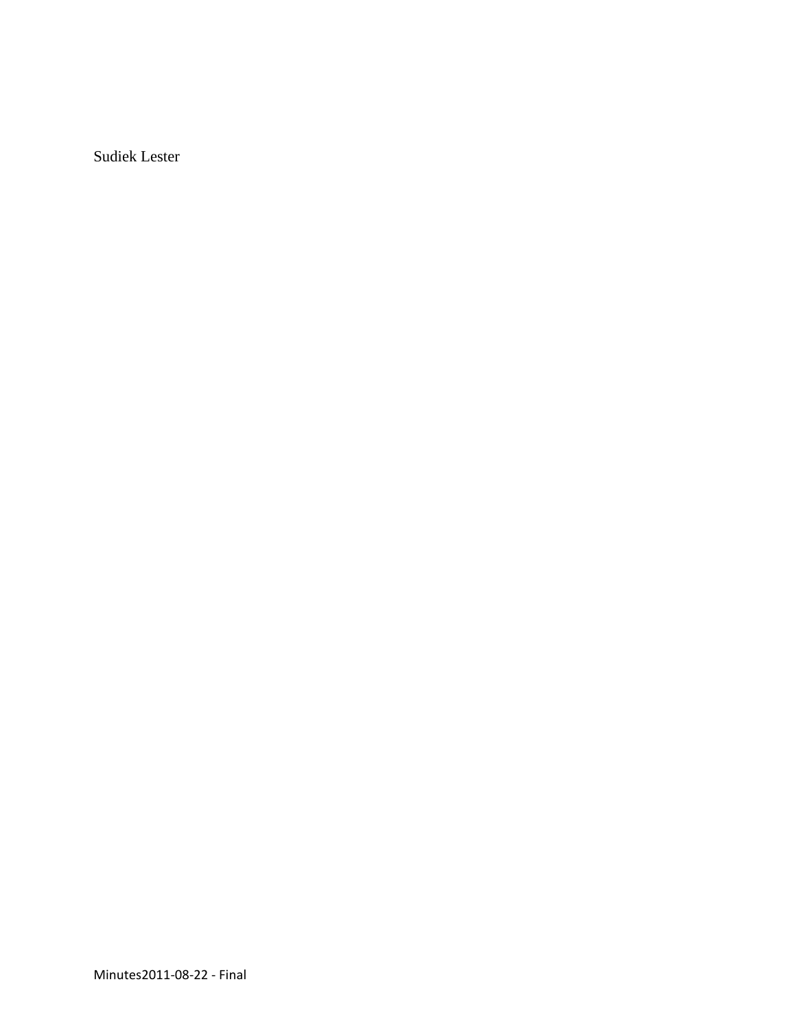Sudiek Lester